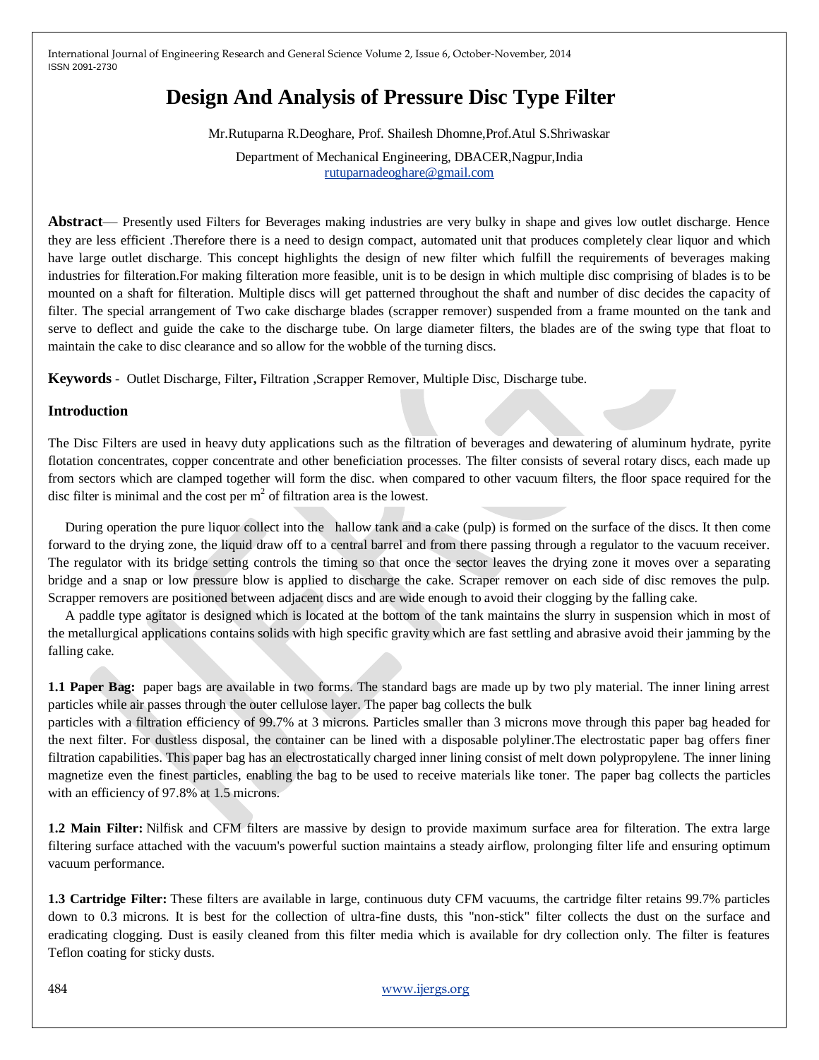# Design And Analysis of Pressure Disc Type Filter

Mr.Rutuparna R.Deoghare, Prof. Shailesh Dhomne,Prof.Atul S.Shriwaskar

Department of Mechanical Engineering, DBACER,Nagpur,India

rutuparnadeoghare@gmail.com

**Abstract**— Presently used Filters for Beverages making industries are very bulky in shape and gives low outlet discharge. Hence they are less efficient .Therefore there is a need to design compact, automated unit that produces completely clear liquor and which have large outlet discharge. This concept highlights the design of new filter which fulfill the requirements of beverages making industries for filteration.For making filteration more feasible, unit is to be design in which multiple disc comprising of blades is to be mounted on a shaft for filteration. Multiple discs will get patterned throughout the shaft and number of disc decides the capacity of filter. The special arrangement of Two cake discharge blades (scrapper remover) suspended from a frame mounted on the tank and serve to deflect and guide the cake to the discharge tube. On large diameter filters, the blades are of the swing type that float to maintain the cake to disc clearance and so allow for the wobble of the turning discs.

**Keywords** - Outlet Discharge, Filter**,** Filtration ,Scrapper Remover, Multiple Disc, Discharge tube.

## Introduction

The Disc Filters are used in heavy duty applications such as the filtration of beverages and dewatering of aluminum hydrate, pyrite flotation concentrates, copper concentrate and other beneficiation processes. The filter consists of several rotary discs, each made up from sectors which are clamped together will form the disc. when compared to other vacuum filters, the floor space required for the disc filter is minimal and the cost per $m^2$ of filtration area is the lowest.

During operation the pure liquor collect into the hallow tank and a cake (pulp) is formed on the surface of the discs. It then come forward to the drying zone, the liquid draw off to a central barrel and from there passing through a regulator to the vacuum receiver. The regulator with its bridge setting controls the timing so that once the sector leaves the drying zone it moves over a separating bridge and a snap or low pressure blow is applied to discharge the cake. Scraper remover on each side of disc removes the pulp. Scrapper removers are positioned between adjacent discs and are wide enough to avoid their clogging by the falling cake.

A paddle type agitator is designed which is located at the bottom of the tank maintains the slurry in suspension which in most of the metallurgical applications contains solids with high specific gravity which are fast settling and abrasive avoid their jamming by the falling cake.

**1.1 Paper Bag:** paper bags are available in two forms. The standard bags are made up by two ply material. The inner lining arrest particles while air passes through the outer cellulose layer. The paper bag collects the bulk particles with a filtration efficiency of 99.7% at 3 microns. Particles smaller than 3 microns move through this paper bag headed for the next filter. For dustless disposal, the container can be lined with a disposable polyliner.The electrostatic paper bag offers finer filtration capabilities. This paper bag has an electrostatically charged inner lining consist of melt down polypropylene. The inner lining magnetize even the finest particles, enabling the bag to be used to receive materials like toner. The paper bag collects the particles with an efficiency of 97.8% at 1.5 microns.

**1.2 Main Filter:** Nilfisk and CFM filters are massive by design to provide maximum surface area for filteration. The extra large filtering surface attached with the vacuum's powerful suction maintains a steady airflow, prolonging filter life and ensuring optimum vacuum performance.

**1.3 Cartridge Filter:** These filters are available in large, continuous duty CFM vacuums, the cartridge filter retains 99.7% particles down to 0.3 microns. It is best for the collection of ultra-fine dusts, this "non-stick" filter collects the dust on the surface and eradicating clogging. Dust is easily cleaned from this filter media which is available for dry collection only. The filter is features Teflon coating for sticky dusts.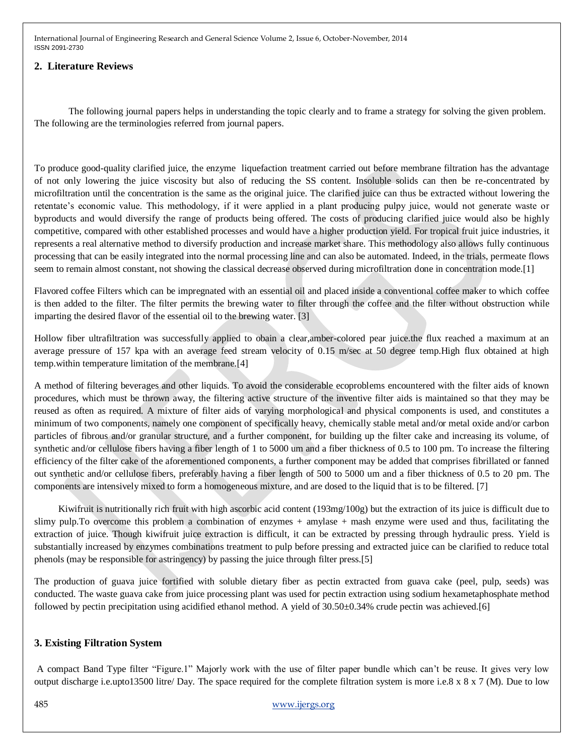## 2. Literature Reviews

The following journal papers helps in understanding the topic clearly and to frame a strategy for solving the given problem. The following are the terminologies referred from journal papers.

To produce good-quality clarified juice, the enzyme liquefaction treatment carried out before membrane filtration has the advantage of not only lowering the juice viscosity but also of reducing the SS content. Insoluble solids can then be re-concentrated by microfiltration until the concentration is the same as the original juice. The clarified juice can thus be extracted without lowering the retentate's economic value. This methodology, if it were applied in a plant producing pulpy juice, would not generate waste or byproducts and would diversify the range of products being offered. The costs of producing clarified juice would also be highly competitive, compared with other established processes and would have a higher production yield. For tropical fruit juice industries, it represents a real alternative method to diversify production and increase market share. This methodology also allows fully continuous processing that can be easily integrated into the normal processing line and can also be automated. Indeed, in the trials, permeate flows seem to remain almost constant, not showing the classical decrease observed during microfiltration done in concentration mode.[1]

Flavored coffee Filters which can be impregnated with an essential oil and placed inside a conventional coffee maker to which coffee is then added to the filter. The filter permits the brewing water to filter through the coffee and the filter without obstruction while imparting the desired flavor of the essential oil to the brewing water. [3]

Hollow fiber ultrafiltration was successfully applied to obain a clear,amber-colored pear juice.the flux reached a maximum at an average pressure of 157 kpa with an average feed stream velocity of 0.15 m/sec at 50 degree temp.High flux obtained at high temp.within temperature limitation of the membrane.[4]

A method of filtering beverages and other liquids. To avoid the considerable ecoproblems encountered with the filter aids of known procedures, which must be thrown away, the filtering active structure of the inventive filter aids is maintained so that they may be reused as often as required. A mixture of filter aids of varying morphological and physical components is used, and constitutes a minimum of two components, namely one component of specifically heavy, chemically stable metal and/or metal oxide and/or carbon particles of fibrous and/or granular structure, and a further component, for building up the filter cake and increasing its volume, of synthetic and/or cellulose fibers having a fiber length of 1 to 5000 um and a fiber thickness of 0.5 to 100 pm. To increase the filtering efficiency of the filter cake of the aforementioned components, a further component may be added that comprises fibrillated or fanned out synthetic and/or cellulose fibers, preferably having a fiber length of 500 to 5000 um and a fiber thickness of 0.5 to 20 pm. The components are intensively mixed to form a homogeneous mixture, and are dosed to the liquid that is to be filtered. [7]

Kiwifruit is nutritionally rich fruit with high ascorbic acid content (193mg/100g) but the extraction of its juice is difficult due to slimy pulp.To overcome this problem a combination of enzymes + amylase + mash enzyme were used and thus, facilitating the extraction of juice. Though kiwifruit juice extraction is difficult, it can be extracted by pressing through hydraulic press. Yield is substantially increased by enzymes combinations treatment to pulp before pressing and extracted juice can be clarified to reduce total phenols (may be responsible for astringency) by passing the juice through filter press.[5]

The production of guava juice fortified with soluble dietary fiber as pectin extracted from guava cake (peel, pulp, seeds) was conducted. The waste guava cake from juice processing plant was used for pectin extraction using sodium hexametaphosphate method followed by pectin precipitation using acidified ethanol method. A yield of 30.50±0.34% crude pectin was achieved.[6]

## 3. Existing Filtration System

A compact Band Type filter "Figure.1" Majorly work with the use of filter paper bundle which can't be reuse. It gives very low output discharge i.e.upto13500 litre/ Day. The space required for the complete filtration system is more i.e.8 x 8 x 7 (M). Due to low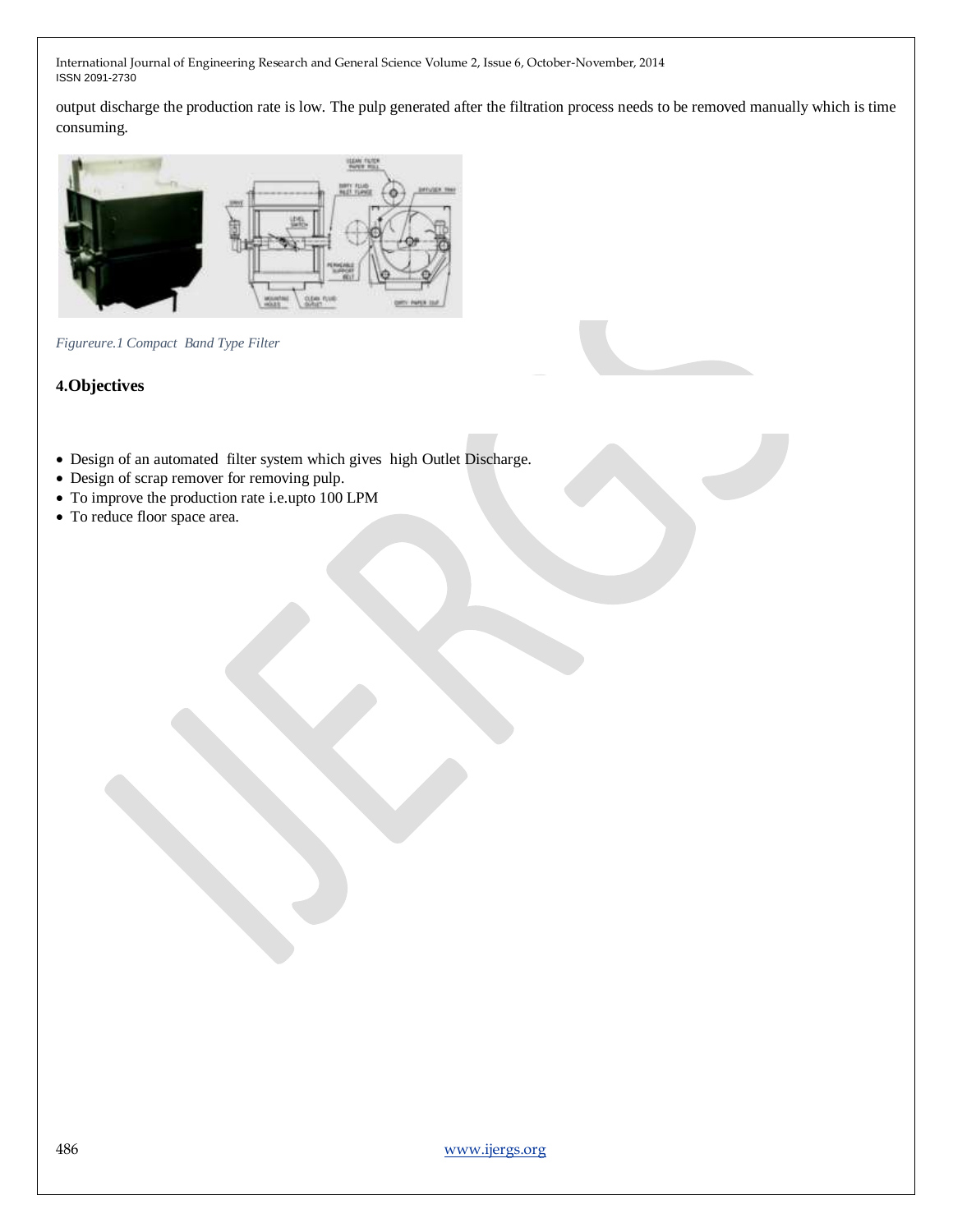output discharge the production rate is low. The pulp generated after the filtration process needs to be removed manually which is time consuming.

*Figureure.1 Compact Band Type Filter*

## 4.Objectives

- Design of an automated filter system which gives high Outlet Discharge.
- Design of scrap remover for removing pulp.
- To improve the production rate i.e.upto 100 LPM
- To reduce floor space area.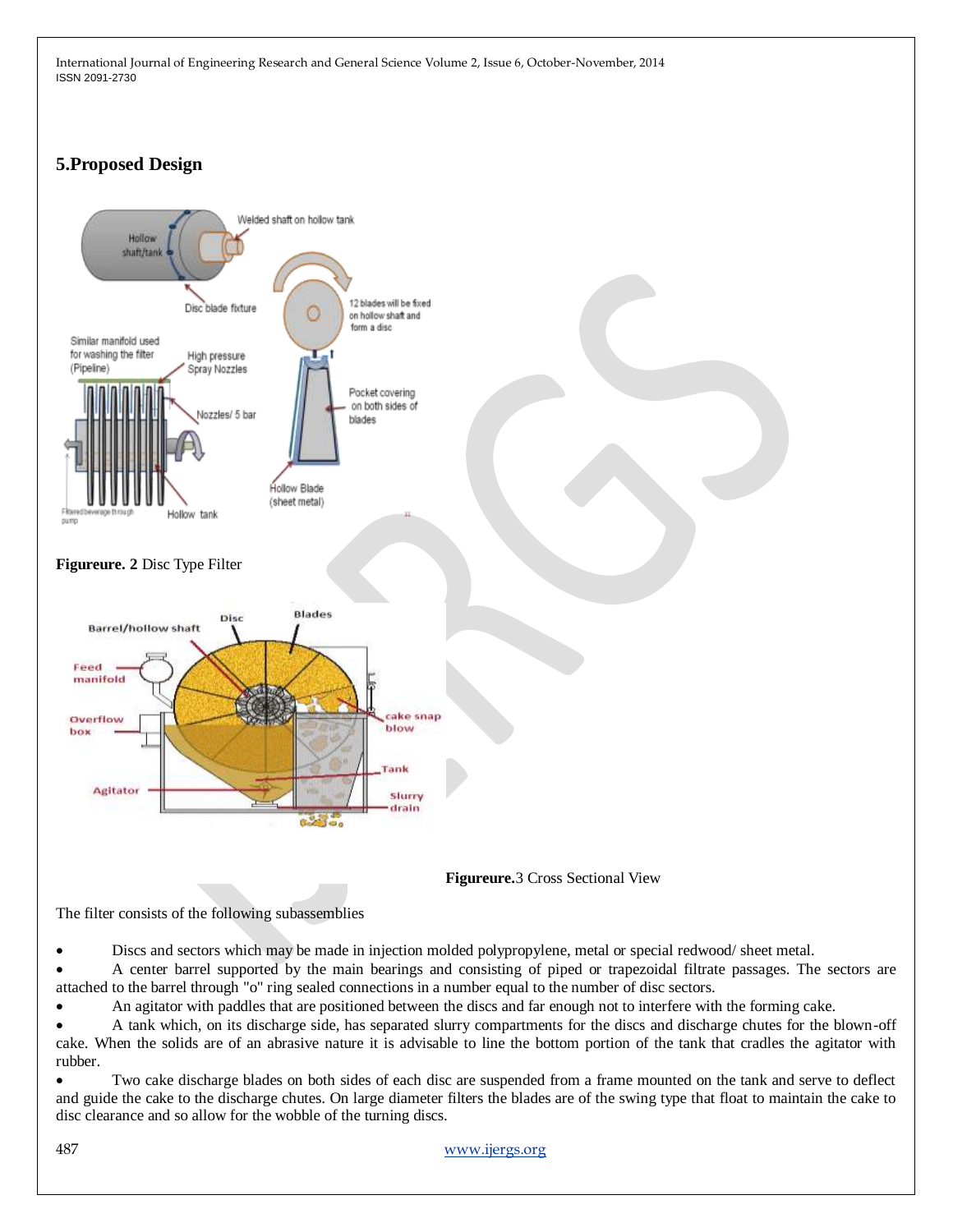## 5.Proposed Design

**Figureure. 2** Disc Type Filter

**Figureure.**3 Cross Sectional View

The filter consists of the following subassemblies

- Discs and sectors which may be made in injection molded polypropylene, metal or special redwood/ sheet metal.
- A center barrel supported by the main bearings and consisting of piped or trapezoidal filtrate passages. The sectors are attached to the barrel through "o" ring sealed connections in a number equal to the number of disc sectors.
- An agitator with paddles that are positioned between the discs and far enough not to interfere with the forming cake.
- A tank which, on its discharge side, has separated slurry compartments for the discs and discharge chutes for the blown-off cake. When the solids are of an abrasive nature it is advisable to line the bottom portion of the tank that cradles the agitator with rubber.
- Two cake discharge blades on both sides of each disc are suspended from a frame mounted on the tank and serve to deflect and guide the cake to the discharge chutes. On large diameter filters the blades are of the swing type that float to maintain the cake to disc clearance and so allow for the wobble of the turning discs.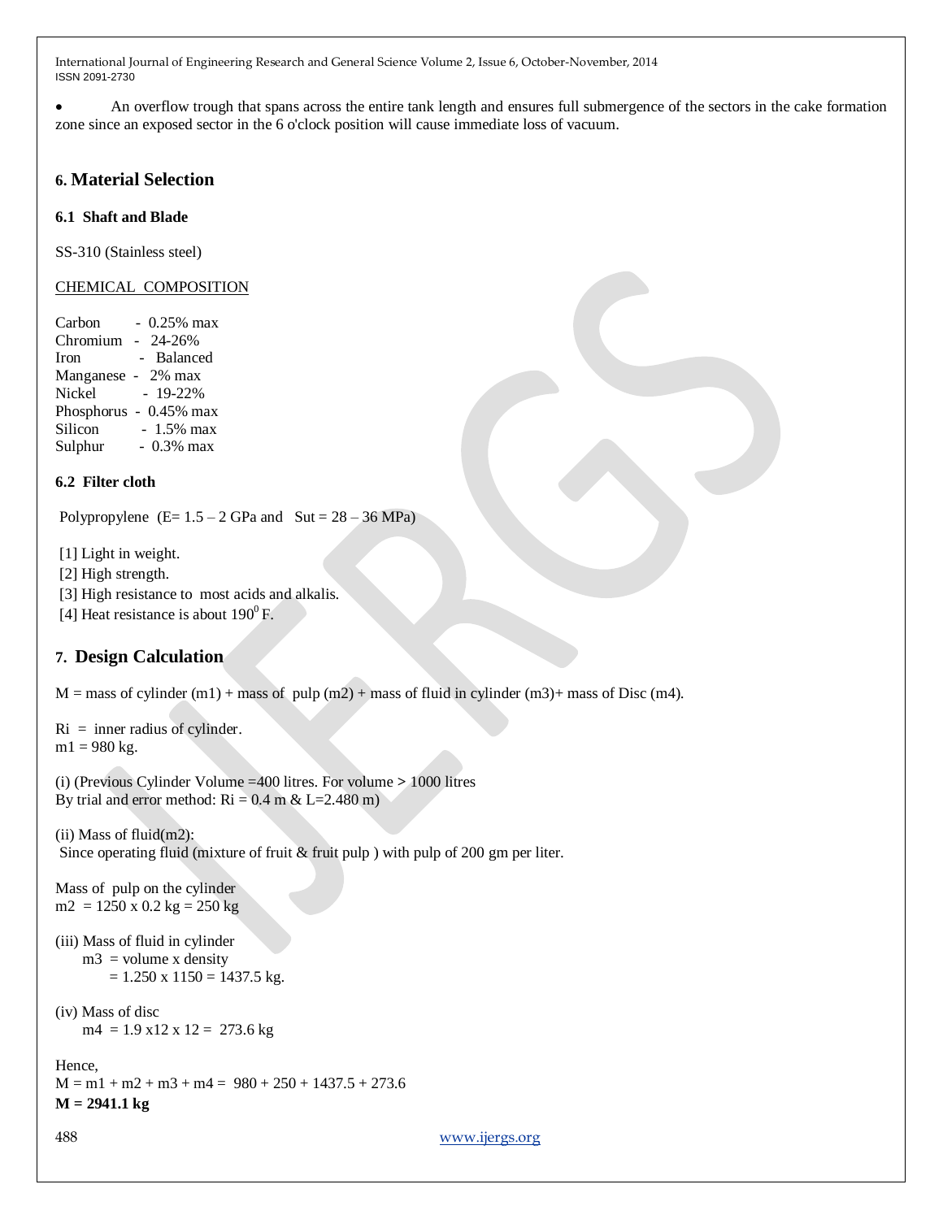- An overflow trough that spans across the entire tank length and ensures full submergence of the sectors in the cake formation zone since an exposed sector in the 6 o'clock position will cause immediate loss of vacuum.

## 6. Material Selection

### 6.1 Shaft and Blade

SS-310 (Stainless steel)

CHEMICAL COMPOSITION

Carbon - 0.25% max
Chromium - 24-26%
Iron - Balanced
Manganese - 2% max
Nickel - 19-22%
Phosphorus - 0.45% max
Silicon - 1.5% max
Sulphur - 0.3% max

### 6.2 Filter cloth

Polypropylene (E= 1.5 – 2 GPa and Sut = 28 – 36 MPa)

[1] Light in weight.
[2] High strength.
[3] High resistance to most acids and alkalis.
[4] Heat resistance is about $190^0$ F.

## 7. Design Calculation

M = mass of cylinder (m1) + mass of pulp (m2) + mass of fluid in cylinder (m3)+ mass of Disc (m4).

Ri = inner radius of cylinder.
m1 = 980 kg.

(i) (Previous Cylinder Volume =400 litres. For volume > 1000 litres
By trial and error method: Ri = 0.4 m & L=2.480 m)

(ii) Mass of fluid(m2):
Since operating fluid (mixture of fruit & fruit pulp ) with pulp of 200 gm per liter.

Mass of pulp on the cylinder
m2 = 1250 x 0.2 kg = 250 kg

(iii) Mass of fluid in cylinder
m3 = volume x density
= 1.250 x 1150 = 1437.5 kg.

(iv) Mass of disc
m4 = 1.9 x12 x 12 = 273.6 kg

Hence,
M = m1 + m2 + m3 + m4 = 980 + 250 + 1437.5 + 273.6
**M = 2941.1 kg**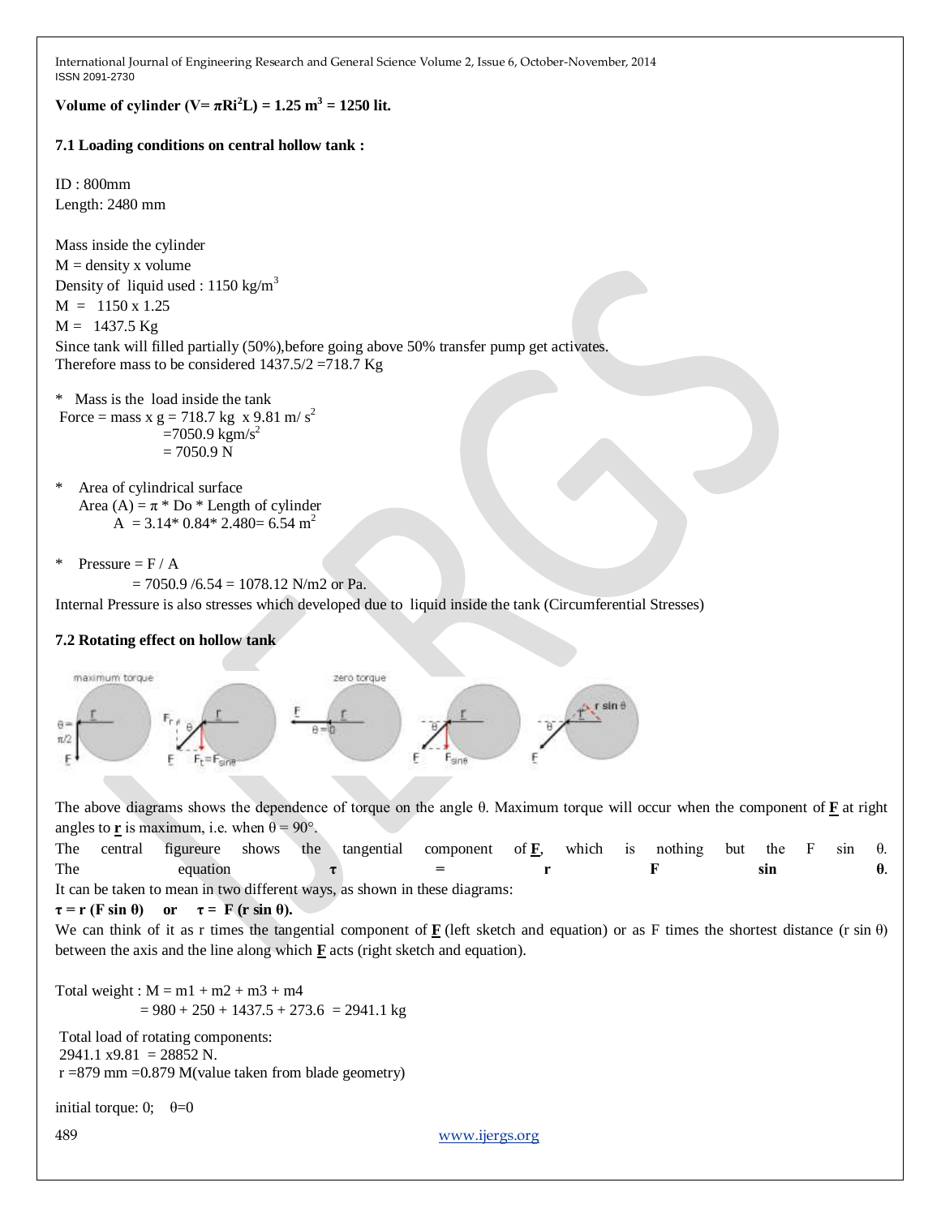**Volume of cylinder ($V = \pi R_i^2 L$) = 1.25 $m^3$ = 1250 lit.**

**7.1 Loading conditions on central hollow tank :**

ID : 800mm

Length: 2480 mm

Mass inside the cylinder

M = density x volume

Density of liquid used : 1150 kg/$m^3$

M = 1150 x 1.25

M = 1437.5 Kg

Since tank will filled partially (50%),before going above 50% transfer pump get activates.

Therefore mass to be considered 1437.5/2 =718.7 Kg

\* Mass is the load inside the tank

Force = mass x g = 718.7 kg x 9.81 m/ $s^2$

=7050.9 kgm/$s^2$

= 7050.9 N

\* Area of cylindrical surface

Area (A) = π * Do * Length of cylinder

A = 3.14* 0.84* 2.480= 6.54 $m^2$

\* Pressure = F / A

= 7050.9 /6.54 = 1078.12 N/m2 or Pa.

Internal Pressure is also stresses which developed due to liquid inside the tank (Circumferential Stresses)

**7.2 Rotating effect on hollow tank**

The above diagrams shows the dependence of torque on the angle θ. Maximum torque will occur when the component of **F** at right angles to **r** is maximum, i.e. when θ = 90°.

The central figureure shows the tangential component of **F**, which is nothing but the F sin θ. The equation **τ = r F sin θ**.

It can be taken to mean in two different ways, as shown in these diagrams:

**τ = r (F sin θ) or τ = F (r sin θ).**

We can think of it as r times the tangential component of **F** (left sketch and equation) or as F times the shortest distance (r sin θ) between the axis and the line along which **F** acts (right sketch and equation).

Total weight : M = m1 + m2 + m3 + m4

= 980 + 250 + 1437.5 + 273.6 = 2941.1 kg

Total load of rotating components:

2941.1 x9.81 = 28852 N.

r =879 mm =0.879 M(value taken from blade geometry)

initial torque: 0; θ=0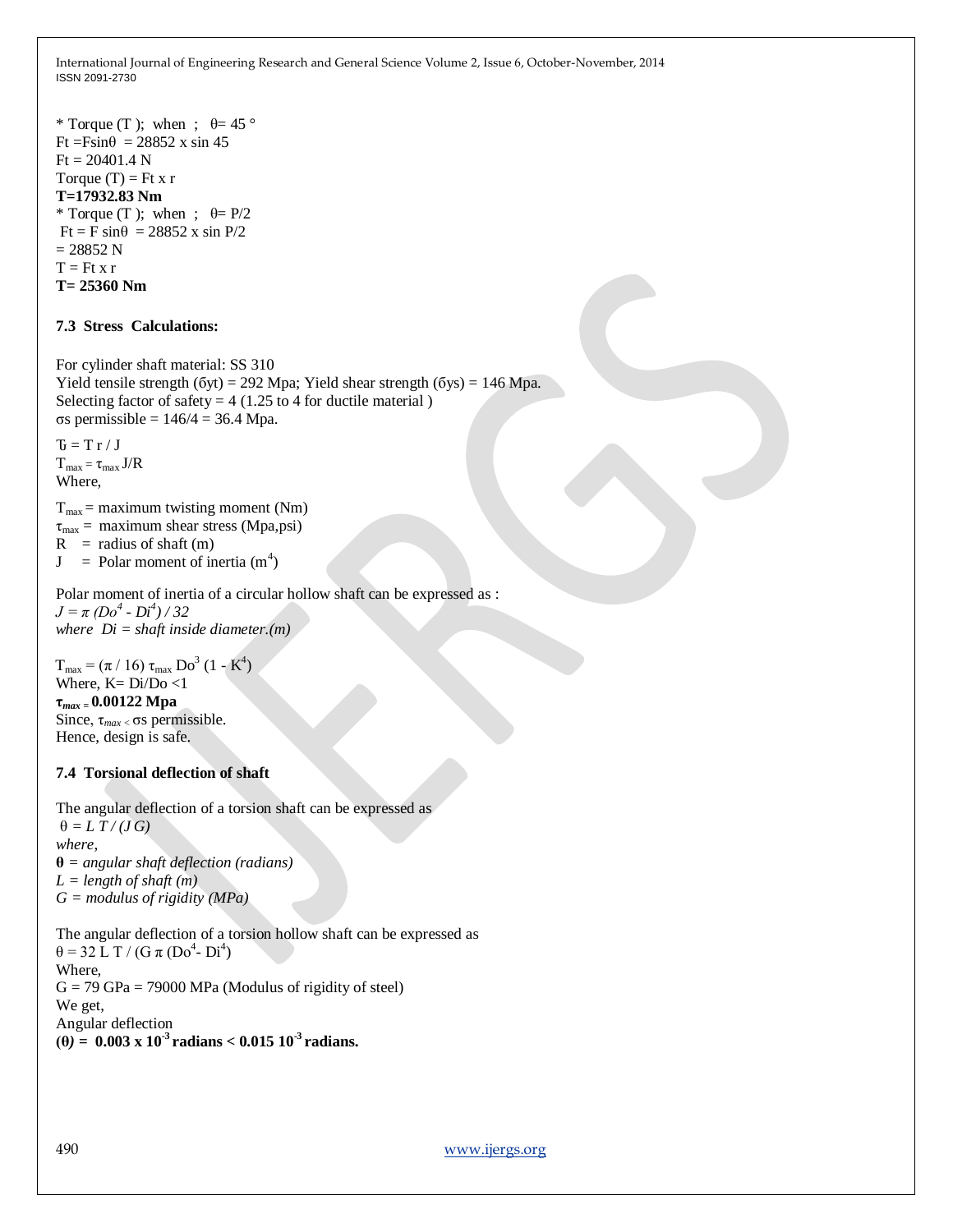* Torque (T ); when ; $\theta = 45°$

$F_t = F\sin\theta = 28852 \times \sin 45$

$F_t = 20401.4$ N

Torque (T) = $F_t \times r$

**T=17932.83 Nm**

* Torque (T ); when ; $\theta = P/2$

$F_t = F \sin\theta = 28852 \times \sin P/2$

= 28852 N

$T = F_t \times r$

**T= 25360 Nm**

### 7.3 Stress Calculations:

For cylinder shaft material: SS 310

Yield tensile strength ($\sigma_{yt}$) = 292 Mpa; Yield shear strength ($\sigma_{ys}$) = 146 Mpa.

Selecting factor of safety = 4 (1.25 to 4 for ductile material )

$\sigma_s$ permissible = 146/4 = 36.4 Mpa.

$\tau = T\, r / J$

$T_{max} = \tau_{max}\, J/R$

Where,

$T_{max}$ = maximum twisting moment (Nm)

$\tau_{max}$ = maximum shear stress (Mpa,psi)

R = radius of shaft (m)

J = Polar moment of inertia ($m^4$)

Polar moment of inertia of a circular hollow shaft can be expressed as :

*$J = \pi\, (Do^4 - Di^4) / 32$*

*where Di = shaft inside diameter.(m)*

$T_{max} = (\pi / 16)\, \tau_{max}\, Do^3\, (1 - K^4)$

Where, K= Di/Do <1

$\boldsymbol{\tau_{max}}$ **= 0.00122 Mpa**

Since, $\tau_{max} < \sigma_s$ permissible.

Hence, design is safe.

### 7.4 Torsional deflection of shaft

The angular deflection of a torsion shaft can be expressed as

*$\theta = L\, T / (J\, G)$*

*where,*

**θ** *= angular shaft deflection (radians)*

*L = length of shaft (m)*

*G = modulus of rigidity (MPa)*

The angular deflection of a torsion hollow shaft can be expressed as

$\theta = 32\, L\, T / (G\, \pi\, (Do^4 - Di^4)$

Where,

G = 79 GPa = 79000 MPa (Modulus of rigidity of steel)

We get,

Angular deflection

**(θ) = $0.003 \times 10^{-3}$ radians < $0.015\ 10^{-3}$ radians.**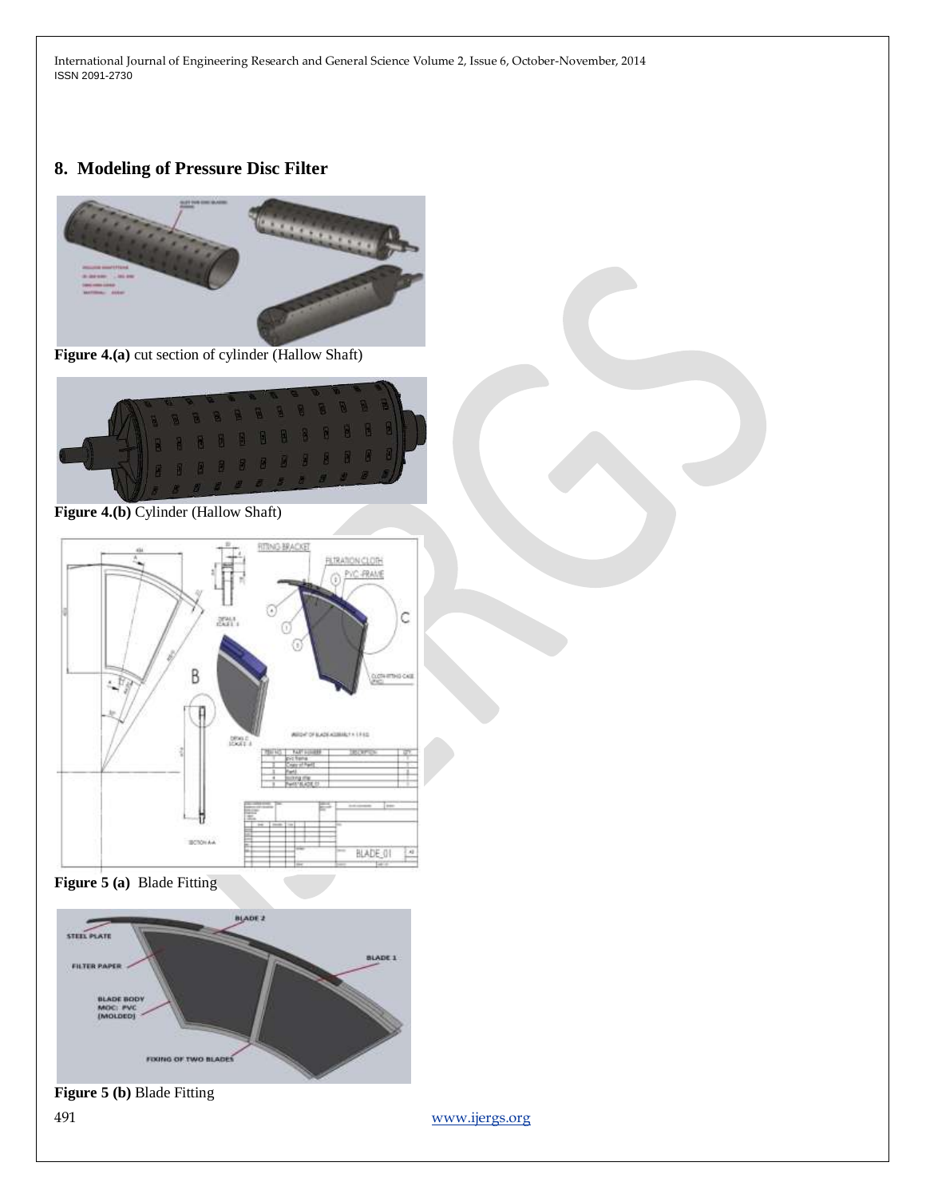## 8. Modeling of Pressure Disc Filter

**Figure 4.(a)** cut section of cylinder (Hallow Shaft)

**Figure 4.(b)** Cylinder (Hallow Shaft)

**Figure 5 (a)** Blade Fitting

**Figure 5 (b)** Blade Fitting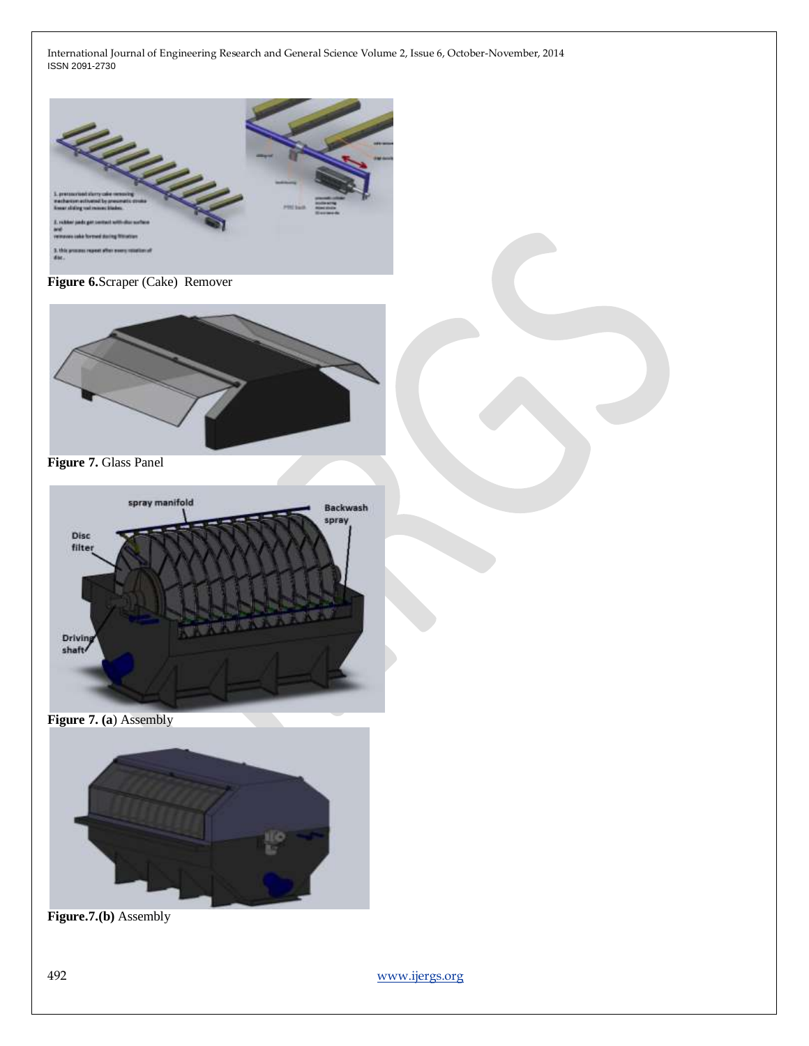**Figure 6.**Scraper (Cake) Remover

**Figure 7.** Glass Panel

**Figure 7. (a**) Assembly

**Figure.7.(b)** Assembly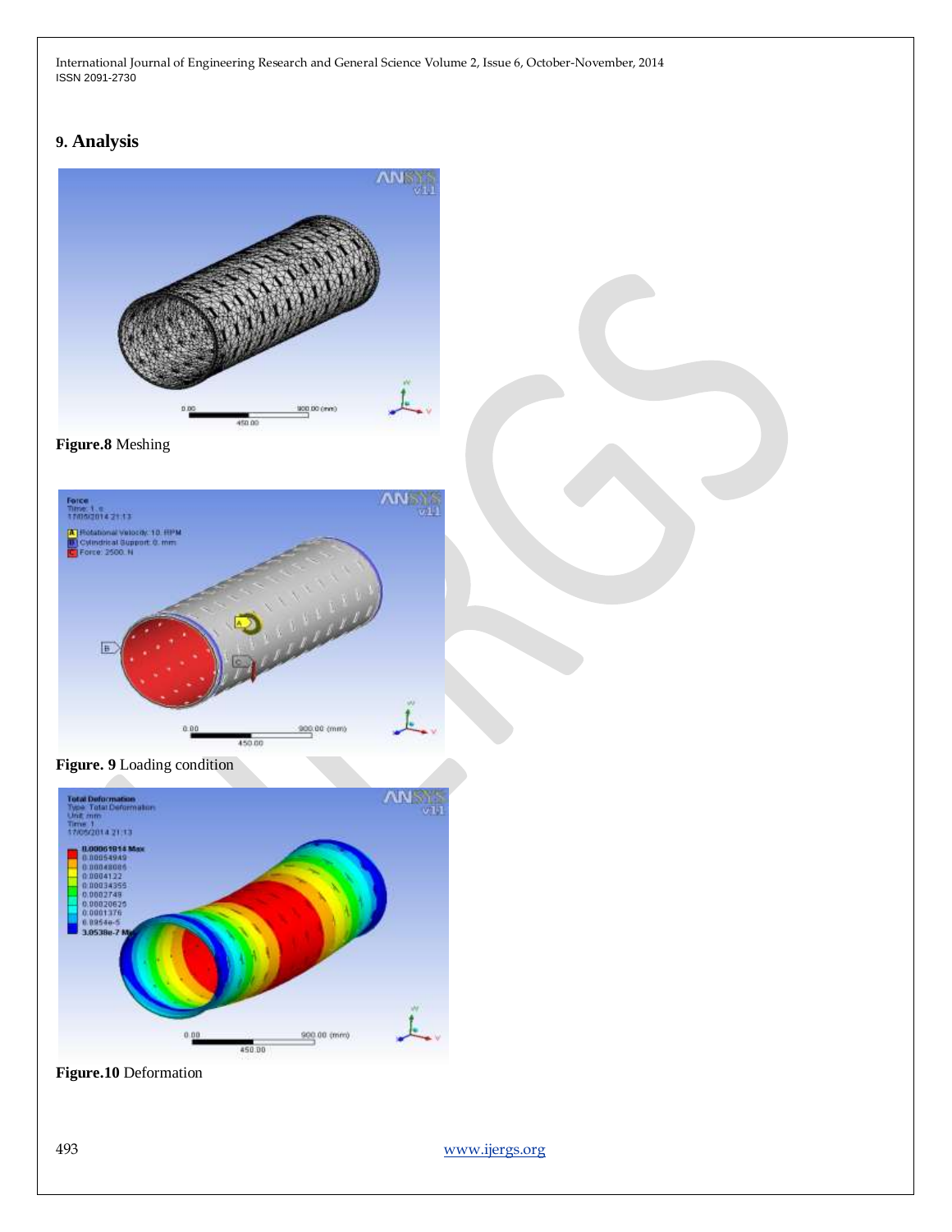## 9. Analysis

**Figure.8** Meshing

**Figure. 9** Loading condition

**Figure.10** Deformation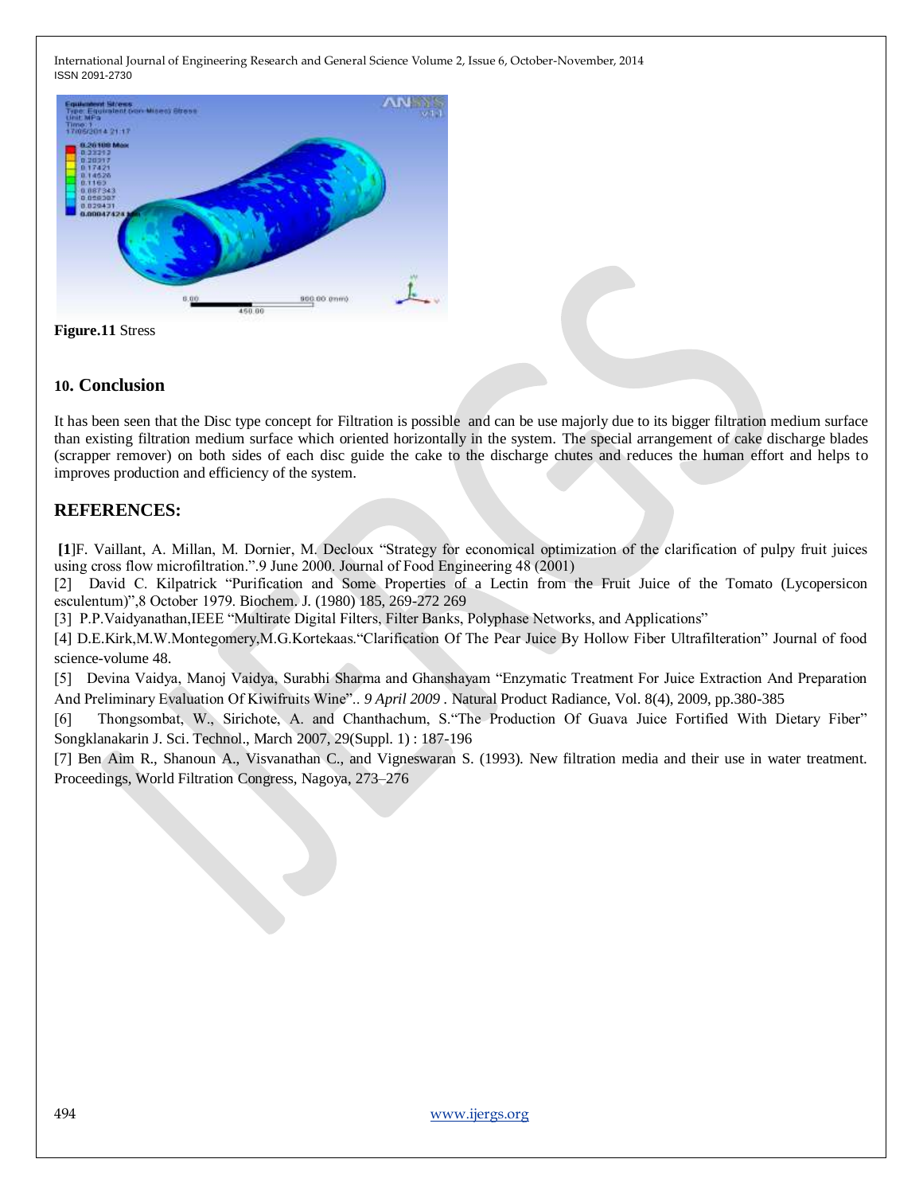**Figure.11** Stress

## 10. Conclusion

It has been seen that the Disc type concept for Filtration is possible and can be use majorly due to its bigger filtration medium surface than existing filtration medium surface which oriented horizontally in the system. The special arrangement of cake discharge blades (scrapper remover) on both sides of each disc guide the cake to the discharge chutes and reduces the human effort and helps to improves production and efficiency of the system.

## REFERENCES:

**[1]**F. Vaillant, A. Millan, M. Dornier, M. Decloux "Strategy for economical optimization of the clarification of pulpy fruit juices using cross flow microfiltration.".9 June 2000. Journal of Food Engineering 48 (2001)

[2] David C. Kilpatrick "Purification and Some Properties of a Lectin from the Fruit Juice of the Tomato (Lycopersicon esculentum)",8 October 1979. Biochem. J. (1980) 185, 269-272 269

[3] P.P.Vaidyanathan,IEEE "Multirate Digital Filters, Filter Banks, Polyphase Networks, and Applications"

[4] D.E.Kirk,M.W.Montegomery,M.G.Kortekaas."Clarification Of The Pear Juice By Hollow Fiber Ultrafilteration" Journal of food science-volume 48.

[5] Devina Vaidya, Manoj Vaidya, Surabhi Sharma and Ghanshayam "Enzymatic Treatment For Juice Extraction And Preparation And Preliminary Evaluation Of Kiwifruits Wine".. *9 April 2009* . Natural Product Radiance, Vol. 8(4), 2009, pp.380-385

[6] Thongsombat, W., Sirichote, A. and Chanthachum, S."The Production Of Guava Juice Fortified With Dietary Fiber" Songklanakarin J. Sci. Technol., March 2007, 29(Suppl. 1) : 187-196

[7] Ben Aim R., Shanoun A., Visvanathan C., and Vigneswaran S. (1993). New filtration media and their use in water treatment. Proceedings, World Filtration Congress, Nagoya, 273–276